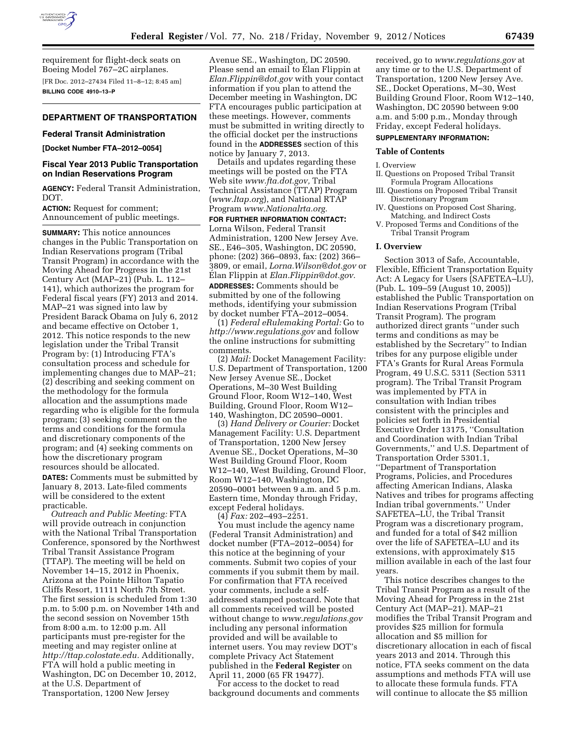requirement for flight-deck seats on Boeing Model 767–2C airplanes.

[FR Doc. 2012–27434 Filed 11–8–12; 8:45 am]

**BILLING CODE 4910–13–P**

## DEPARTMENT OF TRANSPORTATION

### Federal Transit Administration

**[Docket Number FTA–2012–0054]**

### Fiscal Year 2013 Public Transportation on Indian Reservations Program

**AGENCY:** Federal Transit Administration, DOT.

**ACTION:** Request for comment; Announcement of public meetings.

**SUMMARY:** This notice announces changes in the Public Transportation on Indian Reservations program (Tribal Transit Program) in accordance with the Moving Ahead for Progress in the 21st Century Act (MAP–21) (Pub. L. 112–141), which authorizes the program for Federal fiscal years (FY) 2013 and 2014. MAP–21 was signed into law by President Barack Obama on July 6, 2012 and became effective on October 1, 2012. This notice responds to the new legislation under the Tribal Transit Program by: (1) Introducing FTA's consultation process and schedule for implementing changes due to MAP–21; (2) describing and seeking comment on the methodology for the formula allocation and the assumptions made regarding who is eligible for the formula program; (3) seeking comment on the terms and conditions for the formula and discretionary components of the program; and (4) seeking comments on how the discretionary program resources should be allocated.

**DATES:** Comments must be submitted by January 8, 2013. Late-filed comments will be considered to the extent practicable.

*Outreach and Public Meeting:* FTA will provide outreach in conjunction with the National Tribal Transportation Conference, sponsored by the Northwest Tribal Transit Assistance Program (TTAP). The meeting will be held on November 14–15, 2012 in Phoenix, Arizona at the Pointe Hilton Tapatio Cliffs Resort, 11111 North 7th Street. The first session is scheduled from 1:30 p.m. to 5:00 p.m. on November 14th and the second session on November 15th from 8:00 a.m. to 12:00 p.m. All participants must pre-register for the meeting and may register online at *http://ttap.colostate.edu.* Additionally, FTA will hold a public meeting in Washington, DC on December 10, 2012, at the U.S. Department of Transportation, 1200 New Jersey Avenue SE., Washington, DC 20590. Please send an email to Élan Flippin at *Elan.Flippin@dot.gov* with your contact information if you plan to attend the December meeting in Washington, DC FTA encourages public participation at these meetings. However, comments must be submitted in writing directly to the official docket per the instructions found in the **ADDRESSES** section of this notice by January 7, 2013.

Details and updates regarding these meetings will be posted on the FTA Web site *www.fta.dot.gov,* Tribal Technical Assistance (TTAP) Program (*www.ltap.org*), and National RTAP Program *www.Nationalrta.org.*

**FOR FURTHER INFORMATION CONTACT:** Lorna Wilson, Federal Transit Administration, 1200 New Jersey Ave. SE., E46–305, Washington, DC 20590, phone: (202) 366–0893, fax: (202) 366–3809, or email, *Lorna.Wilson@dot.gov* or Élan Flippin at *Elan.Flippin@dot.gov.*

**ADDRESSES:** Comments should be submitted by one of the following methods, identifying your submission by docket number FTA–2012–0054.

(1) *Federal eRulemaking Portal:* Go to *http://www.regulations.gov* and follow the online instructions for submitting comments.

(2) *Mail:* Docket Management Facility: U.S. Department of Transportation, 1200 New Jersey Avenue SE., Docket Operations, M–30 West Building Ground Floor, Room W12–140, West Building, Ground Floor, Room W12–140, Washington, DC 20590–0001.

(3) *Hand Delivery or Courier:* Docket Management Facility: U.S. Department of Transportation, 1200 New Jersey Avenue SE., Docket Operations, M–30 West Building Ground Floor, Room W12–140, West Building, Ground Floor, Room W12–140, Washington, DC 20590–0001 between 9 a.m. and 5 p.m. Eastern time, Monday through Friday, except Federal holidays.

(4) *Fax:* 202–493–2251.

You must include the agency name (Federal Transit Administration) and docket number (FTA–2012–0054) for this notice at the beginning of your comments. Submit two copies of your comments if you submit them by mail. For confirmation that FTA received your comments, include a self-addressed stamped postcard. Note that all comments received will be posted without change to *www.regulations.gov* including any personal information provided and will be available to internet users. You may review DOT's complete Privacy Act Statement published in the **Federal Register** on April 11, 2000 (65 FR 19477).

For access to the docket to read background documents and comments received, go to *www.regulations.gov* at any time or to the U.S. Department of Transportation, 1200 New Jersey Ave. SE., Docket Operations, M–30, West Building Ground Floor, Room W12–140, Washington, DC 20590 between 9:00 a.m. and 5:00 p.m., Monday through Friday, except Federal holidays.

**SUPPLEMENTARY INFORMATION:**

#### Table of Contents

I. Overview
II. Questions on Proposed Tribal Transit Formula Program Allocations
III. Questions on Proposed Tribal Transit Discretionary Program
IV. Questions on Proposed Cost Sharing, Matching, and Indirect Costs
V. Proposed Terms and Conditions of the Tribal Transit Program

#### I. Overview

Section 3013 of Safe, Accountable, Flexible, Efficient Transportation Equity Act: A Legacy for Users (SAFETEA–LU), (Pub. L. 109–59 (August 10, 2005)) established the Public Transportation on Indian Reservations Program (Tribal Transit Program). The program authorized direct grants ''under such terms and conditions as may be established by the Secretary'' to Indian tribes for any purpose eligible under FTA's Grants for Rural Areas Formula Program, 49 U.S.C. 5311 (Section 5311 program). The Tribal Transit Program was implemented by FTA in consultation with Indian tribes consistent with the principles and policies set forth in Presidential Executive Order 13175, ''Consultation and Coordination with Indian Tribal Governments,'' and U.S. Department of Transportation Order 5301.1, ''Department of Transportation Programs, Policies, and Procedures affecting American Indians, Alaska Natives and tribes for programs affecting Indian tribal governments.'' Under SAFETEA–LU, the Tribal Transit Program was a discretionary program, and funded for a total of $42 million over the life of SAFETEA–LU and its extensions, with approximately $15 million available in each of the last four years.

This notice describes changes to the Tribal Transit Program as a result of the Moving Ahead for Progress in the 21st Century Act (MAP–21). MAP–21 modifies the Tribal Transit Program and provides $25 million for formula allocation and $5 million for discretionary allocation in each of fiscal years 2013 and 2014. Through this notice, FTA seeks comment on the data assumptions and methods FTA will use to allocate these formula funds. FTA will continue to allocate the $5 million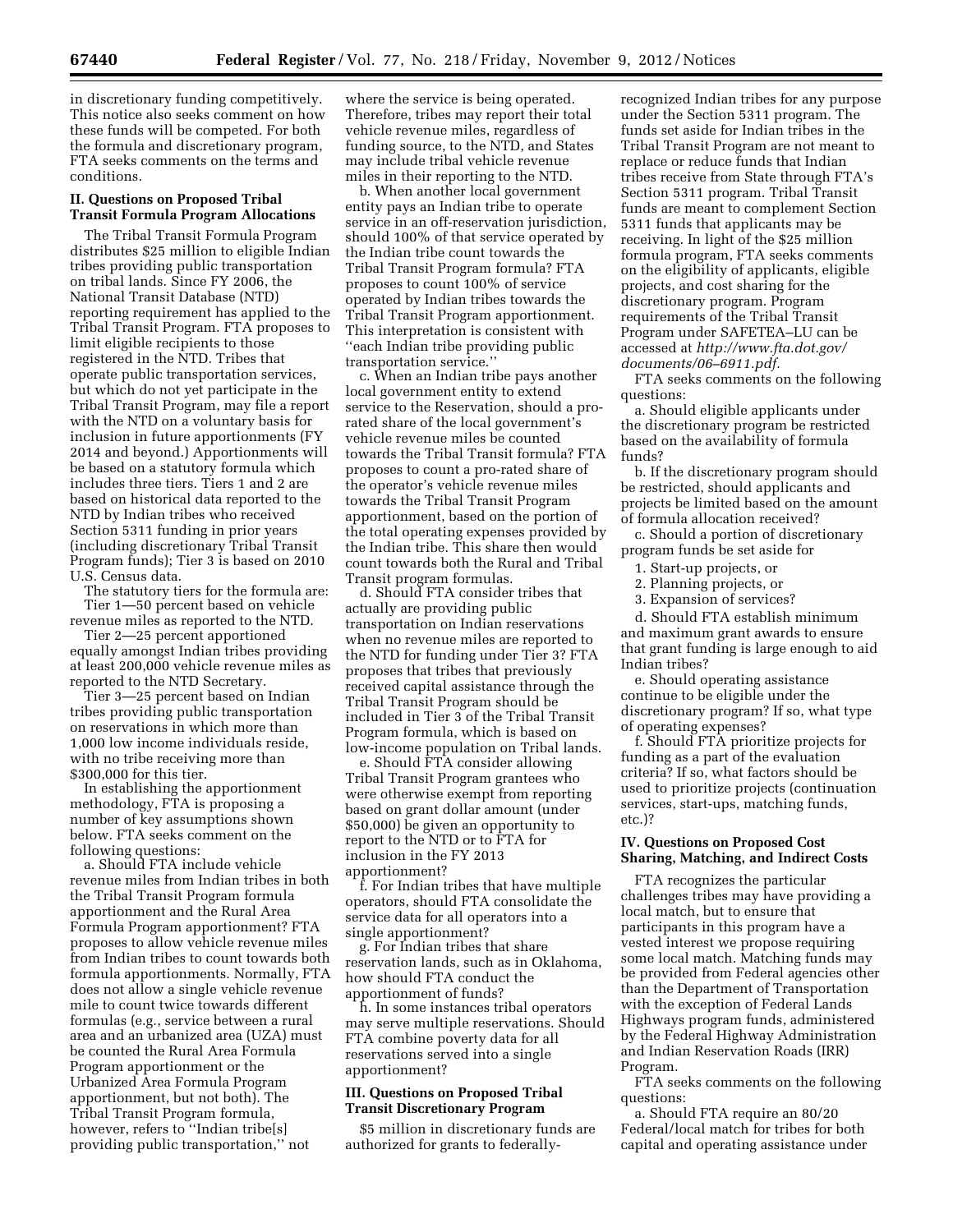in discretionary funding competitively. This notice also seeks comment on how these funds will be competed. For both the formula and discretionary program, FTA seeks comments on the terms and conditions.

### II. Questions on Proposed Tribal Transit Formula Program Allocations

The Tribal Transit Formula Program distributes $25 million to eligible Indian tribes providing public transportation on tribal lands. Since FY 2006, the National Transit Database (NTD) reporting requirement has applied to the Tribal Transit Program. FTA proposes to limit eligible recipients to those registered in the NTD. Tribes that operate public transportation services, but which do not yet participate in the Tribal Transit Program, may file a report with the NTD on a voluntary basis for inclusion in future apportionments (FY 2014 and beyond.) Apportionments will be based on a statutory formula which includes three tiers. Tiers 1 and 2 are based on historical data reported to the NTD by Indian tribes who received Section 5311 funding in prior years (including discretionary Tribal Transit Program funds); Tier 3 is based on 2010 U.S. Census data.

The statutory tiers for the formula are:

Tier 1—50 percent based on vehicle revenue miles as reported to the NTD.

Tier 2—25 percent apportioned equally amongst Indian tribes providing at least 200,000 vehicle revenue miles as reported to the NTD Secretary.

Tier 3—25 percent based on Indian tribes providing public transportation on reservations in which more than 1,000 low income individuals reside, with no tribe receiving more than $300,000 for this tier.

In establishing the apportionment methodology, FTA is proposing a number of key assumptions shown below. FTA seeks comment on the following questions:

a. Should FTA include vehicle revenue miles from Indian tribes in both the Tribal Transit Program formula apportionment and the Rural Area Formula Program apportionment? FTA proposes to allow vehicle revenue miles from Indian tribes to count towards both formula apportionments. Normally, FTA does not allow a single vehicle revenue mile to count twice towards different formulas (e.g., service between a rural area and an urbanized area (UZA) must be counted the Rural Area Formula Program apportionment or the Urbanized Area Formula Program apportionment, but not both). The Tribal Transit Program formula, however, refers to ''Indian tribe[s] providing public transportation,'' not where the service is being operated. Therefore, tribes may report their total vehicle revenue miles, regardless of funding source, to the NTD, and States may include tribal vehicle revenue miles in their reporting to the NTD.

b. When another local government entity pays an Indian tribe to operate service in an off-reservation jurisdiction, should 100% of that service operated by the Indian tribe count towards the Tribal Transit Program formula? FTA proposes to count 100% of service operated by Indian tribes towards the Tribal Transit Program apportionment. This interpretation is consistent with ''each Indian tribe providing public transportation service.''

c. When an Indian tribe pays another local government entity to extend service to the Reservation, should a pro-rated share of the local government's vehicle revenue miles be counted towards the Tribal Transit formula? FTA proposes to count a pro-rated share of the operator's vehicle revenue miles towards the Tribal Transit Program apportionment, based on the portion of the total operating expenses provided by the Indian tribe. This share then would count towards both the Rural and Tribal Transit program formulas.

d. Should FTA consider tribes that actually are providing public transportation on Indian reservations when no revenue miles are reported to the NTD for funding under Tier 3? FTA proposes that tribes that previously received capital assistance through the Tribal Transit Program should be included in Tier 3 of the Tribal Transit Program formula, which is based on low-income population on Tribal lands.

e. Should FTA consider allowing Tribal Transit Program grantees who were otherwise exempt from reporting based on grant dollar amount (under $50,000) be given an opportunity to report to the NTD or to FTA for inclusion in the FY 2013 apportionment?

f. For Indian tribes that have multiple operators, should FTA consolidate the service data for all operators into a single apportionment?

g. For Indian tribes that share reservation lands, such as in Oklahoma, how should FTA conduct the apportionment of funds?

h. In some instances tribal operators may serve multiple reservations. Should FTA combine poverty data for all reservations served into a single apportionment?

### III. Questions on Proposed Tribal Transit Discretionary Program

$5 million in discretionary funds are authorized for grants to federally-recognized Indian tribes for any purpose under the Section 5311 program. The funds set aside for Indian tribes in the Tribal Transit Program are not meant to replace or reduce funds that Indian tribes receive from State through FTA's Section 5311 program. Tribal Transit funds are meant to complement Section 5311 funds that applicants may be receiving. In light of the $25 million formula program, FTA seeks comments on the eligibility of applicants, eligible projects, and cost sharing for the discretionary program. Program requirements of the Tribal Transit Program under SAFETEA–LU can be accessed at *http://www.fta.dot.gov/documents/06–6911.pdf.*

FTA seeks comments on the following questions:

a. Should eligible applicants under the discretionary program be restricted based on the availability of formula funds?

b. If the discretionary program should be restricted, should applicants and projects be limited based on the amount of formula allocation received?

c. Should a portion of discretionary program funds be set aside for

1. Start-up projects, or
2. Planning projects, or
3. Expansion of services?

d. Should FTA establish minimum and maximum grant awards to ensure that grant funding is large enough to aid Indian tribes?

e. Should operating assistance continue to be eligible under the discretionary program? If so, what type of operating expenses?

f. Should FTA prioritize projects for funding as a part of the evaluation criteria? If so, what factors should be used to prioritize projects (continuation services, start-ups, matching funds, etc.)?

### IV. Questions on Proposed Cost Sharing, Matching, and Indirect Costs

FTA recognizes the particular challenges tribes may have providing a local match, but to ensure that participants in this program have a vested interest we propose requiring some local match. Matching funds may be provided from Federal agencies other than the Department of Transportation with the exception of Federal Lands Highways program funds, administered by the Federal Highway Administration and Indian Reservation Roads (IRR) Program.

FTA seeks comments on the following questions:

a. Should FTA require an 80/20 Federal/local match for tribes for both capital and operating assistance under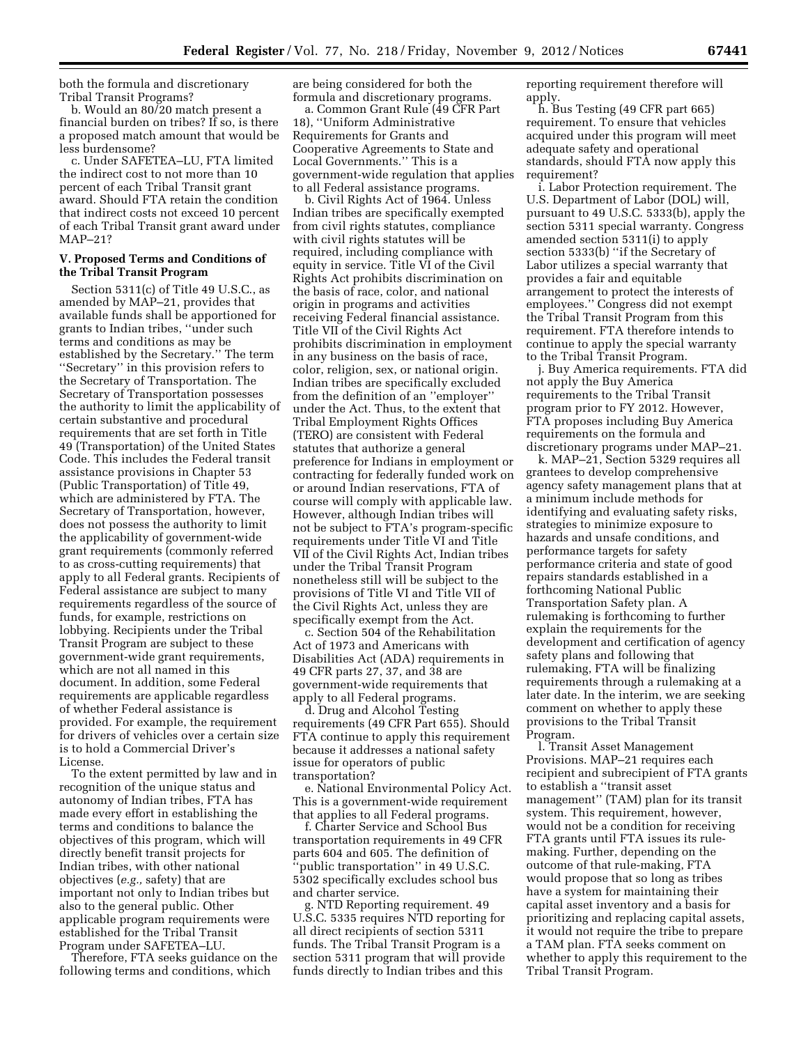both the formula and discretionary Tribal Transit Programs?

b. Would an 80/20 match present a financial burden on tribes? If so, is there a proposed match amount that would be less burdensome?

c. Under SAFETEA–LU, FTA limited the indirect cost to not more than 10 percent of each Tribal Transit grant award. Should FTA retain the condition that indirect costs not exceed 10 percent of each Tribal Transit grant award under MAP–21?

## V. Proposed Terms and Conditions of the Tribal Transit Program

Section 5311(c) of Title 49 U.S.C., as amended by MAP–21, provides that available funds shall be apportioned for grants to Indian tribes, ''under such terms and conditions as may be established by the Secretary.'' The term ''Secretary'' in this provision refers to the Secretary of Transportation. The Secretary of Transportation possesses the authority to limit the applicability of certain substantive and procedural requirements that are set forth in Title 49 (Transportation) of the United States Code. This includes the Federal transit assistance provisions in Chapter 53 (Public Transportation) of Title 49, which are administered by FTA. The Secretary of Transportation, however, does not possess the authority to limit the applicability of government-wide grant requirements (commonly referred to as cross-cutting requirements) that apply to all Federal grants. Recipients of Federal assistance are subject to many requirements regardless of the source of funds, for example, restrictions on lobbying. Recipients under the Tribal Transit Program are subject to these government-wide grant requirements, which are not all named in this document. In addition, some Federal requirements are applicable regardless of whether Federal assistance is provided. For example, the requirement for drivers of vehicles over a certain size is to hold a Commercial Driver's License.

To the extent permitted by law and in recognition of the unique status and autonomy of Indian tribes, FTA has made every effort in establishing the terms and conditions to balance the objectives of this program, which will directly benefit transit projects for Indian tribes, with other national objectives (*e.g.,* safety) that are important not only to Indian tribes but also to the general public. Other applicable program requirements were established for the Tribal Transit Program under SAFETEA–LU.

Therefore, FTA seeks guidance on the following terms and conditions, which are being considered for both the formula and discretionary programs.

a. Common Grant Rule (49 CFR Part 18), ''Uniform Administrative Requirements for Grants and Cooperative Agreements to State and Local Governments.'' This is a government-wide regulation that applies to all Federal assistance programs.

b. Civil Rights Act of 1964. Unless Indian tribes are specifically exempted from civil rights statutes, compliance with civil rights statutes will be required, including compliance with equity in service. Title VI of the Civil Rights Act prohibits discrimination on the basis of race, color, and national origin in programs and activities receiving Federal financial assistance. Title VII of the Civil Rights Act prohibits discrimination in employment in any business on the basis of race, color, religion, sex, or national origin. Indian tribes are specifically excluded from the definition of an ''employer'' under the Act. Thus, to the extent that Tribal Employment Rights Offices (TERO) are consistent with Federal statutes that authorize a general preference for Indians in employment or contracting for federally funded work on or around Indian reservations, FTA of course will comply with applicable law. However, although Indian tribes will not be subject to FTA's program-specific requirements under Title VI and Title VII of the Civil Rights Act, Indian tribes under the Tribal Transit Program nonetheless still will be subject to the provisions of Title VI and Title VII of the Civil Rights Act, unless they are specifically exempt from the Act.

c. Section 504 of the Rehabilitation Act of 1973 and Americans with Disabilities Act (ADA) requirements in 49 CFR parts 27, 37, and 38 are government-wide requirements that apply to all Federal programs.

d. Drug and Alcohol Testing requirements (49 CFR Part 655). Should FTA continue to apply this requirement because it addresses a national safety issue for operators of public transportation?

e. National Environmental Policy Act. This is a government-wide requirement that applies to all Federal programs.

f. Charter Service and School Bus transportation requirements in 49 CFR parts 604 and 605. The definition of ''public transportation'' in 49 U.S.C. 5302 specifically excludes school bus and charter service.

g. NTD Reporting requirement. 49 U.S.C. 5335 requires NTD reporting for all direct recipients of section 5311 funds. The Tribal Transit Program is a section 5311 program that will provide funds directly to Indian tribes and this reporting requirement therefore will apply.

h. Bus Testing (49 CFR part 665) requirement. To ensure that vehicles acquired under this program will meet adequate safety and operational standards, should FTA now apply this requirement?

i. Labor Protection requirement. The U.S. Department of Labor (DOL) will, pursuant to 49 U.S.C. 5333(b), apply the section 5311 special warranty. Congress amended section 5311(i) to apply section 5333(b) ''if the Secretary of Labor utilizes a special warranty that provides a fair and equitable arrangement to protect the interests of employees.'' Congress did not exempt the Tribal Transit Program from this requirement. FTA therefore intends to continue to apply the special warranty to the Tribal Transit Program.

j. Buy America requirements. FTA did not apply the Buy America requirements to the Tribal Transit program prior to FY 2012. However, FTA proposes including Buy America requirements on the formula and discretionary programs under MAP–21.

k. MAP–21, Section 5329 requires all grantees to develop comprehensive agency safety management plans that at a minimum include methods for identifying and evaluating safety risks, strategies to minimize exposure to hazards and unsafe conditions, and performance targets for safety performance criteria and state of good repairs standards established in a forthcoming National Public Transportation Safety plan. A rulemaking is forthcoming to further explain the requirements for the development and certification of agency safety plans and following that rulemaking, FTA will be finalizing requirements through a rulemaking at a later date. In the interim, we are seeking comment on whether to apply these provisions to the Tribal Transit Program.

l. Transit Asset Management Provisions. MAP–21 requires each recipient and subrecipient of FTA grants to establish a ''transit asset management'' (TAM) plan for its transit system. This requirement, however, would not be a condition for receiving FTA grants until FTA issues its rule-making. Further, depending on the outcome of that rule-making, FTA would propose that so long as tribes have a system for maintaining their capital asset inventory and a basis for prioritizing and replacing capital assets, it would not require the tribe to prepare a TAM plan. FTA seeks comment on whether to apply this requirement to the Tribal Transit Program.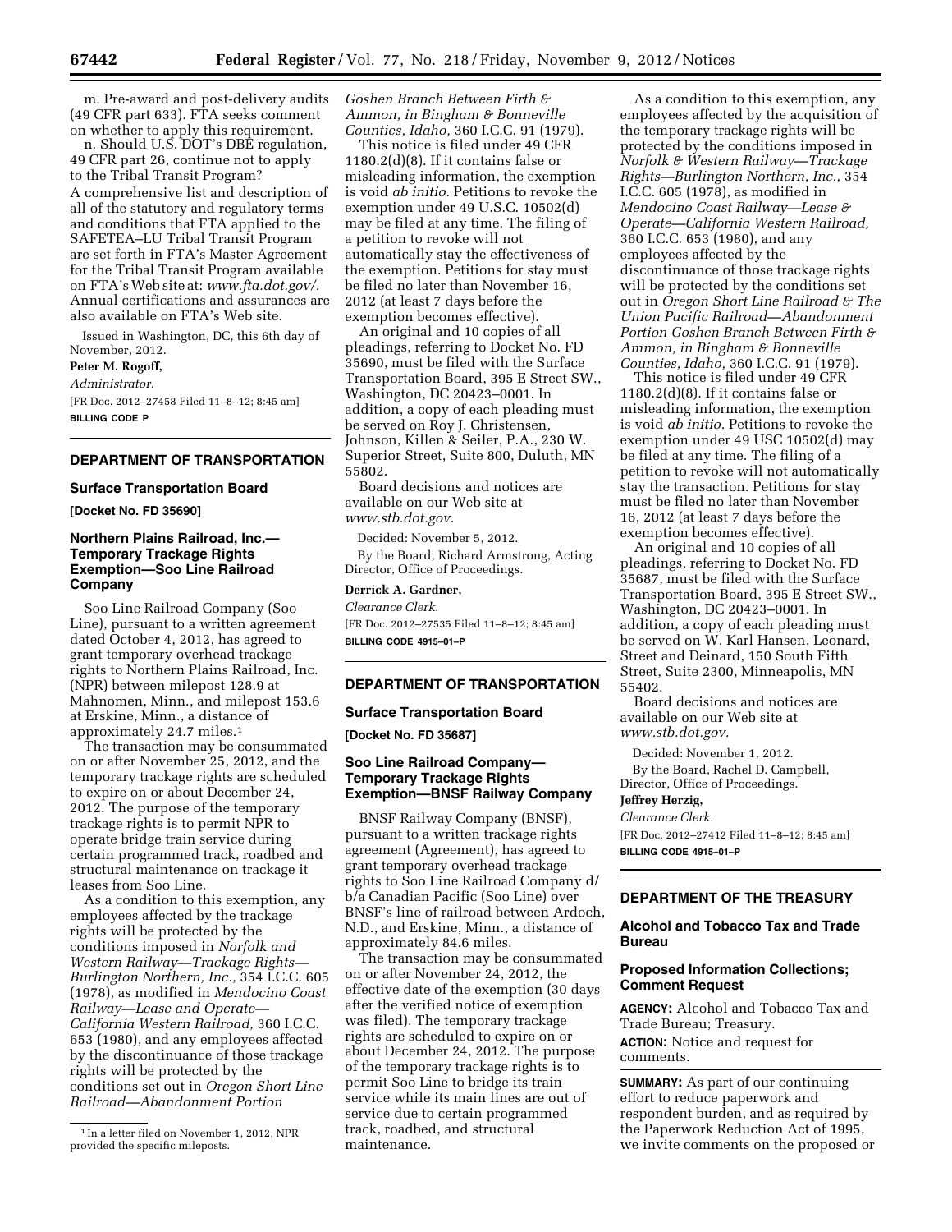m. Pre-award and post-delivery audits (49 CFR part 633). FTA seeks comment on whether to apply this requirement.

n. Should U.S. DOT's DBE regulation, 49 CFR part 26, continue not to apply to the Tribal Transit Program?

A comprehensive list and description of all of the statutory and regulatory terms and conditions that FTA applied to the SAFETEA–LU Tribal Transit Program are set forth in FTA's Master Agreement for the Tribal Transit Program available on FTA's Web site at: *www.fta.dot.gov/.* Annual certifications and assurances are also available on FTA's Web site.

Issued in Washington, DC, this 6th day of November, 2012.

**Peter M. Rogoff,**

*Administrator.*

[FR Doc. 2012–27458 Filed 11–8–12; 8:45 am]

**BILLING CODE P**

## DEPARTMENT OF TRANSPORTATION

### Surface Transportation Board

**[Docket No. FD 35690]**

### Northern Plains Railroad, Inc.—Temporary Trackage Rights Exemption—Soo Line Railroad Company

Soo Line Railroad Company (Soo Line), pursuant to a written agreement dated October 4, 2012, has agreed to grant temporary overhead trackage rights to Northern Plains Railroad, Inc. (NPR) between milepost 128.9 at Mahnomen, Minn., and milepost 153.6 at Erskine, Minn., a distance of approximately 24.7 miles.[1]

The transaction may be consummated on or after November 25, 2012, and the temporary trackage rights are scheduled to expire on or about December 24, 2012. The purpose of the temporary trackage rights is to permit NPR to operate bridge train service during certain programmed track, roadbed and structural maintenance on trackage it leases from Soo Line.

As a condition to this exemption, any employees affected by the trackage rights will be protected by the conditions imposed in *Norfolk and Western Railway—Trackage Rights—Burlington Northern, Inc.,* 354 I.C.C. 605 (1978), as modified in *Mendocino Coast Railway—Lease and Operate—California Western Railroad,* 360 I.C.C. 653 (1980), and any employees affected by the discontinuance of those trackage rights will be protected by the conditions set out in *Oregon Short Line Railroad—Abandonment Portion Goshen Branch Between Firth & Ammon, in Bingham & Bonneville Counties, Idaho,* 360 I.C.C. 91 (1979).

This notice is filed under 49 CFR 1180.2(d)(8). If it contains false or misleading information, the exemption is void *ab initio.* Petitions to revoke the exemption under 49 U.S.C. 10502(d) may be filed at any time. The filing of a petition to revoke will not automatically stay the effectiveness of the exemption. Petitions for stay must be filed no later than November 16, 2012 (at least 7 days before the exemption becomes effective).

An original and 10 copies of all pleadings, referring to Docket No. FD 35690, must be filed with the Surface Transportation Board, 395 E Street SW., Washington, DC 20423–0001. In addition, a copy of each pleading must be served on Roy J. Christensen, Johnson, Killen & Seiler, P.A., 230 W. Superior Street, Suite 800, Duluth, MN 55802.

Board decisions and notices are available on our Web site at *www.stb.dot.gov.*

Decided: November 5, 2012.

By the Board, Richard Armstrong, Acting Director, Office of Proceedings.

**Derrick A. Gardner,**

*Clearance Clerk.*

[FR Doc. 2012–27535 Filed 11–8–12; 8:45 am]

**BILLING CODE 4915–01–P**

[1] In a letter filed on November 1, 2012, NPR provided the specific mileposts.

## DEPARTMENT OF TRANSPORTATION

### Surface Transportation Board

**[Docket No. FD 35687]**

### Soo Line Railroad Company—Temporary Trackage Rights Exemption—BNSF Railway Company

BNSF Railway Company (BNSF), pursuant to a written trackage rights agreement (Agreement), has agreed to grant temporary overhead trackage rights to Soo Line Railroad Company d/b/a Canadian Pacific (Soo Line) over BNSF's line of railroad between Ardoch, N.D., and Erskine, Minn., a distance of approximately 84.6 miles.

The transaction may be consummated on or after November 24, 2012, the effective date of the exemption (30 days after the verified notice of exemption was filed). The temporary trackage rights are scheduled to expire on or about December 24, 2012. The purpose of the temporary trackage rights is to permit Soo Line to bridge its train service while its main lines are out of service due to certain programmed track, roadbed, and structural maintenance.

As a condition to this exemption, any employees affected by the acquisition of the temporary trackage rights will be protected by the conditions imposed in *Norfolk & Western Railway—Trackage Rights—Burlington Northern, Inc.,* 354 I.C.C. 605 (1978), as modified in *Mendocino Coast Railway—Lease & Operate—California Western Railroad,* 360 I.C.C. 653 (1980), and any employees affected by the discontinuance of those trackage rights will be protected by the conditions set out in *Oregon Short Line Railroad & The Union Pacific Railroad—Abandonment Portion Goshen Branch Between Firth & Ammon, in Bingham & Bonneville Counties, Idaho,* 360 I.C.C. 91 (1979).

This notice is filed under 49 CFR 1180.2(d)(8). If it contains false or misleading information, the exemption is void *ab initio.* Petitions to revoke the exemption under 49 USC 10502(d) may be filed at any time. The filing of a petition to revoke will not automatically stay the transaction. Petitions for stay must be filed no later than November 16, 2012 (at least 7 days before the exemption becomes effective).

An original and 10 copies of all pleadings, referring to Docket No. FD 35687, must be filed with the Surface Transportation Board, 395 E Street SW., Washington, DC 20423–0001. In addition, a copy of each pleading must be served on W. Karl Hansen, Leonard, Street and Deinard, 150 South Fifth Street, Suite 2300, Minneapolis, MN 55402.

Board decisions and notices are available on our Web site at *www.stb.dot.gov.*

Decided: November 1, 2012.

By the Board, Rachel D. Campbell, Director, Office of Proceedings.

**Jeffrey Herzig,**

*Clearance Clerk.*

[FR Doc. 2012–27412 Filed 11–8–12; 8:45 am]

**BILLING CODE 4915–01–P**

## DEPARTMENT OF THE TREASURY

### Alcohol and Tobacco Tax and Trade Bureau

### Proposed Information Collections; Comment Request

**AGENCY:** Alcohol and Tobacco Tax and Trade Bureau; Treasury.

**ACTION:** Notice and request for comments.

**SUMMARY:** As part of our continuing effort to reduce paperwork and respondent burden, and as required by the Paperwork Reduction Act of 1995, we invite comments on the proposed or